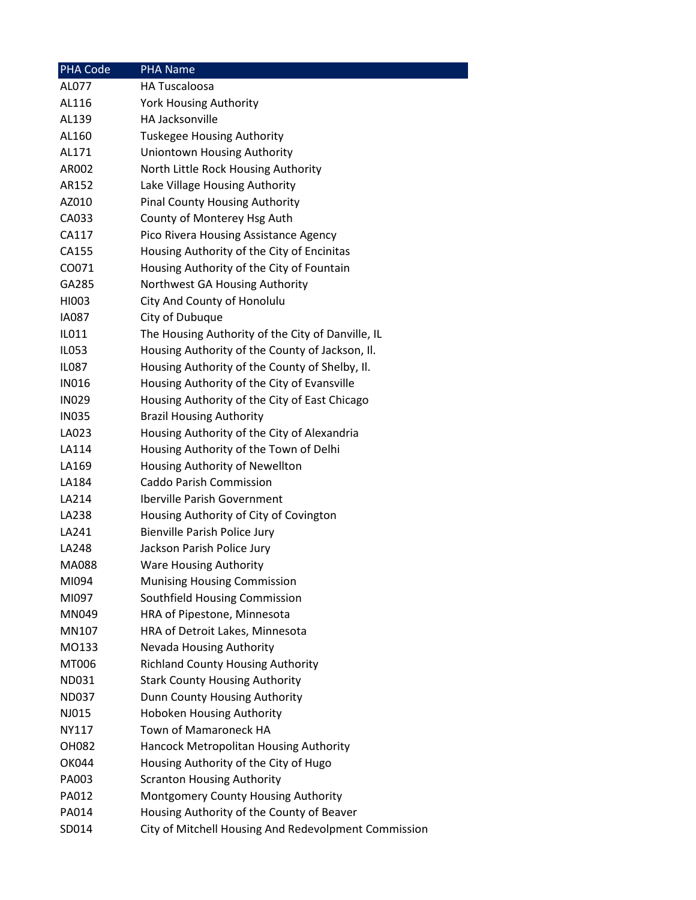| PHA Code | PHA Name |
|---|---|
| AL077 | HA Tuscaloosa |
| AL116 | York Housing Authority |
| AL139 | HA Jacksonville |
| AL160 | Tuskegee Housing Authority |
| AL171 | Uniontown Housing Authority |
| AR002 | North Little Rock Housing Authority |
| AR152 | Lake Village Housing Authority |
| AZ010 | Pinal County Housing Authority |
| CA033 | County of Monterey Hsg Auth |
| CA117 | Pico Rivera Housing Assistance Agency |
| CA155 | Housing Authority of the City of Encinitas |
| CO071 | Housing Authority of the City of Fountain |
| GA285 | Northwest GA Housing Authority |
| HI003 | City And County of Honolulu |
| IA087 | City of Dubuque |
| IL011 | The Housing Authority of the City of Danville, IL |
| IL053 | Housing Authority of the County of Jackson, Il. |
| IL087 | Housing Authority of the County of Shelby, Il. |
| IN016 | Housing Authority of the City of Evansville |
| IN029 | Housing Authority of the City of East Chicago |
| IN035 | Brazil Housing Authority |
| LA023 | Housing Authority of the City of Alexandria |
| LA114 | Housing Authority of the Town of Delhi |
| LA169 | Housing Authority of Newellton |
| LA184 | Caddo Parish Commission |
| LA214 | Iberville Parish Government |
| LA238 | Housing Authority of City of Covington |
| LA241 | Bienville Parish Police Jury |
| LA248 | Jackson Parish Police Jury |
| MA088 | Ware Housing Authority |
| MI094 | Munising Housing Commission |
| MI097 | Southfield Housing Commission |
| MN049 | HRA of Pipestone, Minnesota |
| MN107 | HRA of Detroit Lakes, Minnesota |
| MO133 | Nevada Housing Authority |
| MT006 | Richland County Housing Authority |
| ND031 | Stark County Housing Authority |
| ND037 | Dunn County Housing Authority |
| NJ015 | Hoboken Housing Authority |
| NY117 | Town of Mamaroneck HA |
| OH082 | Hancock Metropolitan Housing Authority |
| OK044 | Housing Authority of the City of Hugo |
| PA003 | Scranton Housing Authority |
| PA012 | Montgomery County Housing Authority |
| PA014 | Housing Authority of the County of Beaver |
| SD014 | City of Mitchell Housing And Redevolpment Commission |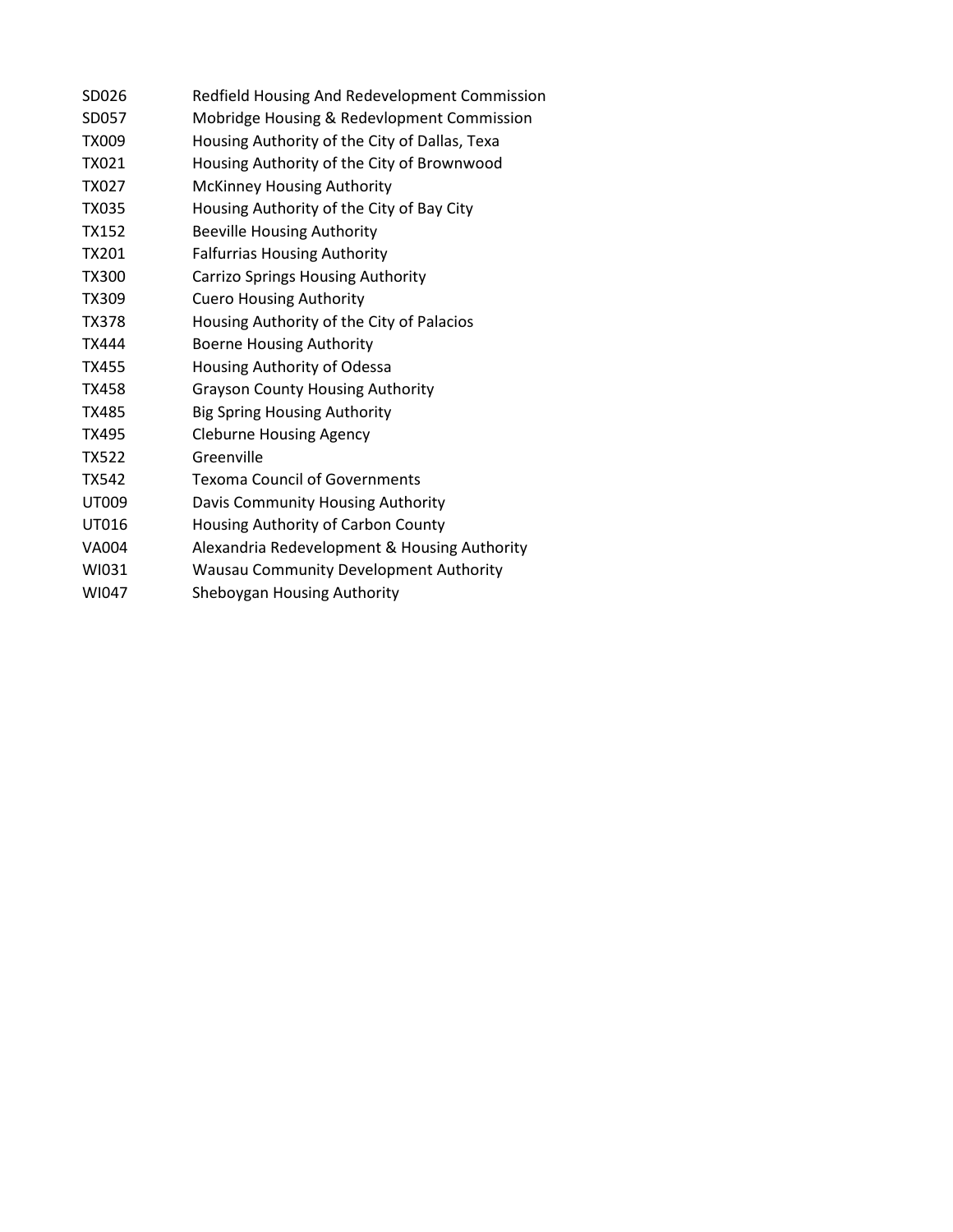| | |
|---|---|
| SD026 | Redfield Housing And Redevelopment Commission |
| SD057 | Mobridge Housing & Redevlopment Commission |
| TX009 | Housing Authority of the City of Dallas, Texa |
| TX021 | Housing Authority of the City of Brownwood |
| TX027 | McKinney Housing Authority |
| TX035 | Housing Authority of the City of Bay City |
| TX152 | Beeville Housing Authority |
| TX201 | Falfurrias Housing Authority |
| TX300 | Carrizo Springs Housing Authority |
| TX309 | Cuero Housing Authority |
| TX378 | Housing Authority of the City of Palacios |
| TX444 | Boerne Housing Authority |
| TX455 | Housing Authority of Odessa |
| TX458 | Grayson County Housing Authority |
| TX485 | Big Spring Housing Authority |
| TX495 | Cleburne Housing Agency |
| TX522 | Greenville |
| TX542 | Texoma Council of Governments |
| UT009 | Davis Community Housing Authority |
| UT016 | Housing Authority of Carbon County |
| VA004 | Alexandria Redevelopment & Housing Authority |
| WI031 | Wausau Community Development Authority |
| WI047 | Sheboygan Housing Authority |